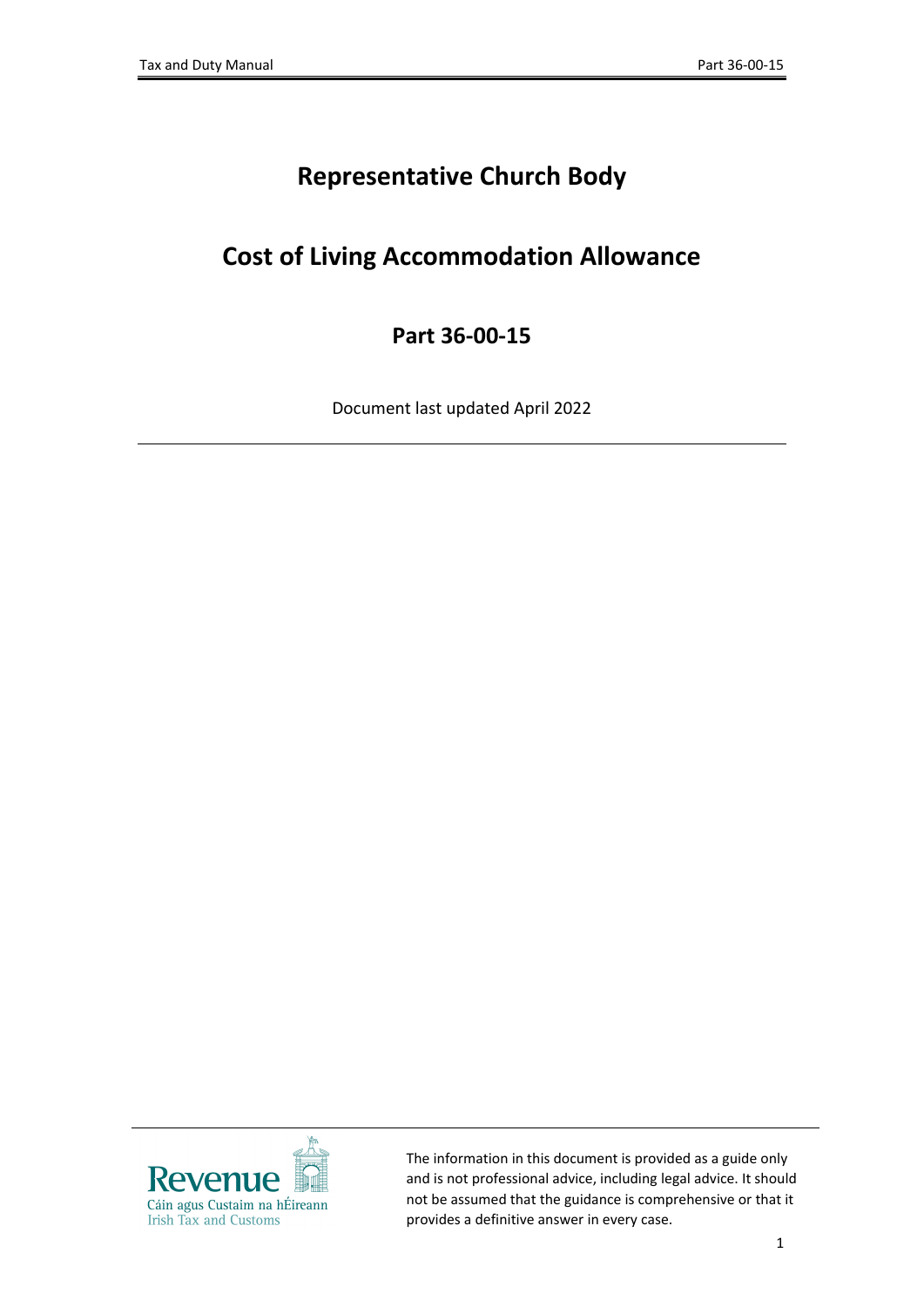# Representative Church Body

# Cost of Living Accommodation Allowance

## Part 36-00-15

Document last updated April 2022

The information in this document is provided as a guide only and is not professional advice, including legal advice. It should not be assumed that the guidance is comprehensive or that it provides a definitive answer in every case.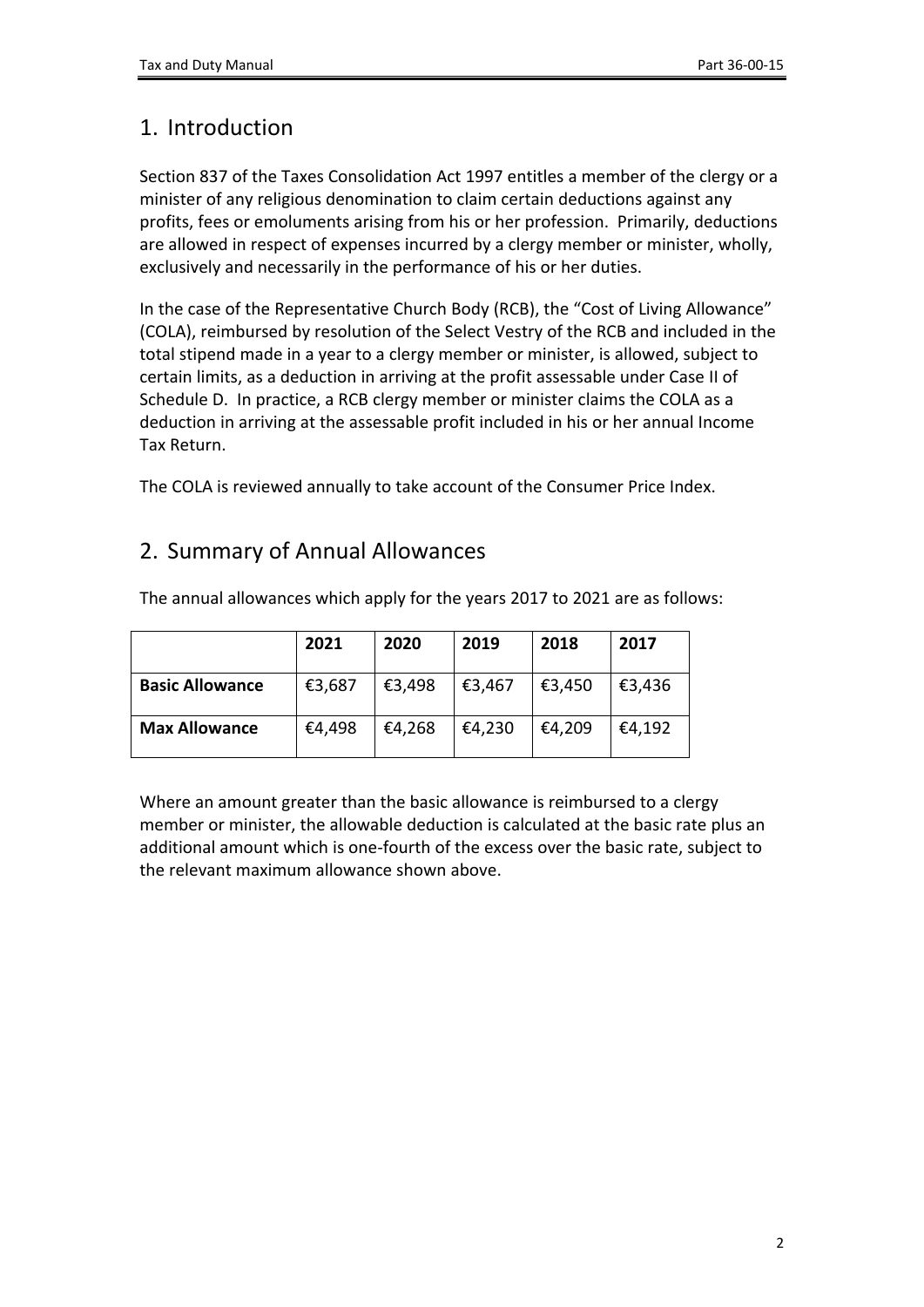## 1. Introduction

Section 837 of the Taxes Consolidation Act 1997 entitles a member of the clergy or a minister of any religious denomination to claim certain deductions against any profits, fees or emoluments arising from his or her profession. Primarily, deductions are allowed in respect of expenses incurred by a clergy member or minister, wholly, exclusively and necessarily in the performance of his or her duties.

In the case of the Representative Church Body (RCB), the "Cost of Living Allowance" (COLA), reimbursed by resolution of the Select Vestry of the RCB and included in the total stipend made in a year to a clergy member or minister, is allowed, subject to certain limits, as a deduction in arriving at the profit assessable under Case II of Schedule D. In practice, a RCB clergy member or minister claims the COLA as a deduction in arriving at the assessable profit included in his or her annual Income Tax Return.

The COLA is reviewed annually to take account of the Consumer Price Index.

## 2. Summary of Annual Allowances

The annual allowances which apply for the years 2017 to 2021 are as follows:

| | **2021** | **2020** | **2019** | **2018** | **2017** |
|---|---|---|---|---|---|
| **Basic Allowance** | €3,687 | €3,498 | €3,467 | €3,450 | €3,436 |
| **Max Allowance** | €4,498 | €4,268 | €4,230 | €4,209 | €4,192 |

Where an amount greater than the basic allowance is reimbursed to a clergy member or minister, the allowable deduction is calculated at the basic rate plus an additional amount which is one-fourth of the excess over the basic rate, subject to the relevant maximum allowance shown above.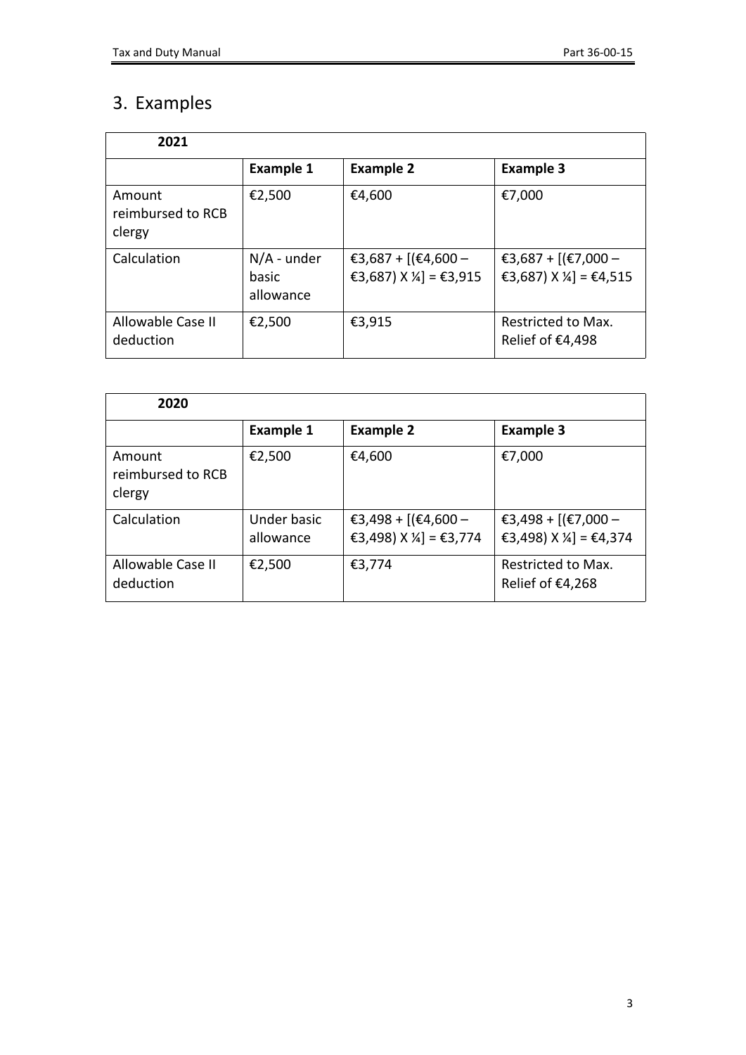# 3. Examples

| 2021 | | | |
|---|---|---|---|
| | **Example 1** | **Example 2** | **Example 3** |
| Amount reimbursed to RCB clergy | €2,500 | €4,600 | €7,000 |
| Calculation | N/A - under basic allowance | €3,687 + [(€4,600 – €3,687) X ¼] = €3,915 | €3,687 + [(€7,000 – €3,687) X ¼] = €4,515 |
| Allowable Case II deduction | €2,500 | €3,915 | Restricted to Max. Relief of €4,498 |

| 2020 | | | |
|---|---|---|---|
| | **Example 1** | **Example 2** | **Example 3** |
| Amount reimbursed to RCB clergy | €2,500 | €4,600 | €7,000 |
| Calculation | Under basic allowance | €3,498 + [(€4,600 – €3,498) X ¼] = €3,774 | €3,498 + [(€7,000 – €3,498) X ¼] = €4,374 |
| Allowable Case II deduction | €2,500 | €3,774 | Restricted to Max. Relief of €4,268 |